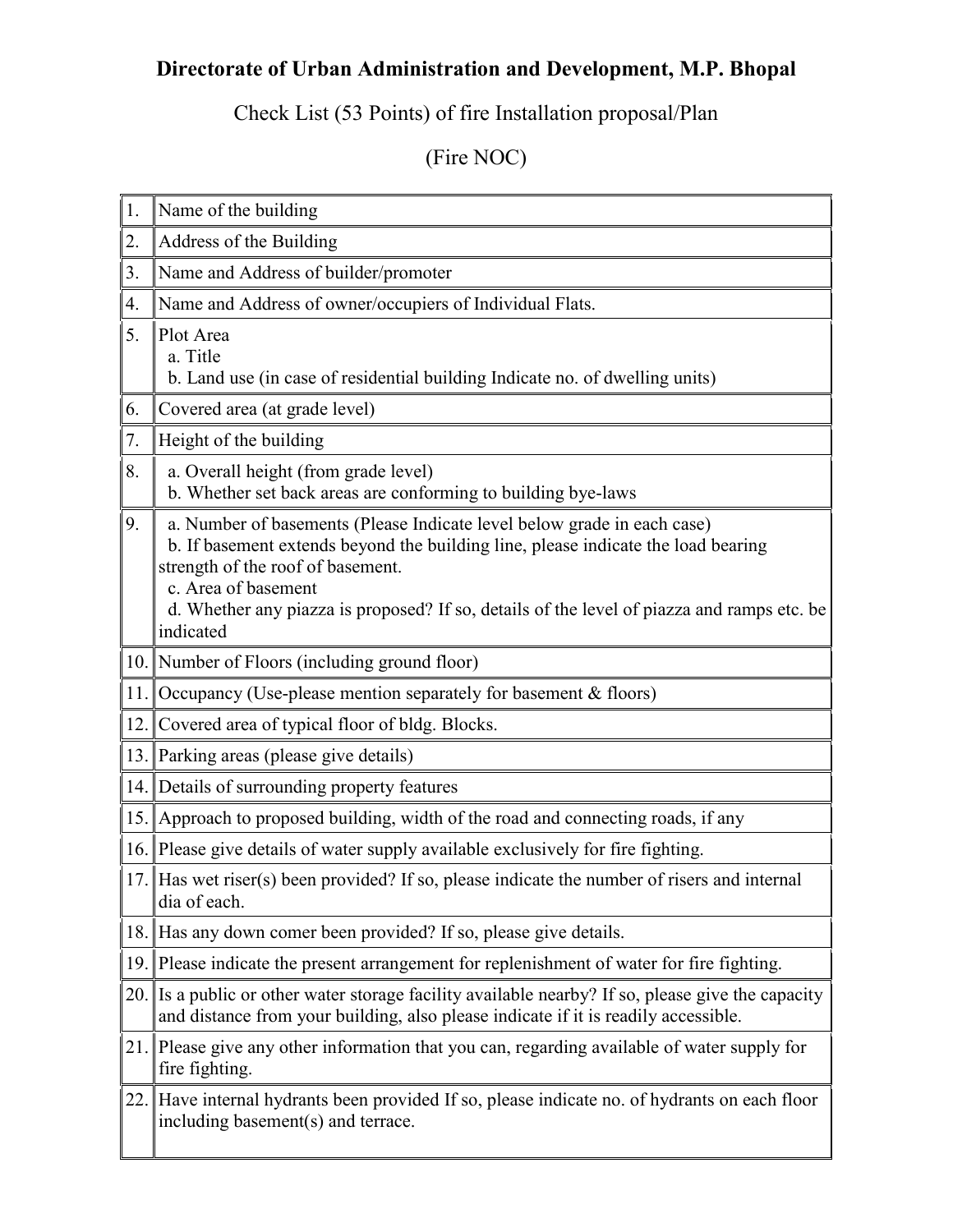# Directorate of Urban Administration and Development, M.P. Bhopal

Check List (53 Points) of fire Installation proposal/Plan

(Fire NOC)

| | |
|---|---|
| 1. | Name of the building |
| 2. | Address of the Building |
| 3. | Name and Address of builder/promoter |
| 4. | Name and Address of owner/occupiers of Individual Flats. |
| 5. | Plot Area<br>a. Title<br>b. Land use (in case of residential building Indicate no. of dwelling units) |
| 6. | Covered area (at grade level) |
| 7. | Height of the building |
| 8. | a. Overall height (from grade level)<br>b. Whether set back areas are conforming to building bye-laws |
| 9. | a. Number of basements (Please Indicate level below grade in each case)<br>b. If basement extends beyond the building line, please indicate the load bearing strength of the roof of basement.<br>c. Area of basement<br>d. Whether any piazza is proposed? If so, details of the level of piazza and ramps etc. be indicated |
| 10. | Number of Floors (including ground floor) |
| 11. | Occupancy (Use-please mention separately for basement & floors) |
| 12. | Covered area of typical floor of bldg. Blocks. |
| 13. | Parking areas (please give details) |
| 14. | Details of surrounding property features |
| 15. | Approach to proposed building, width of the road and connecting roads, if any |
| 16. | Please give details of water supply available exclusively for fire fighting. |
| 17. | Has wet riser(s) been provided? If so, please indicate the number of risers and internal dia of each. |
| 18. | Has any down comer been provided? If so, please give details. |
| 19. | Please indicate the present arrangement for replenishment of water for fire fighting. |
| 20. | Is a public or other water storage facility available nearby? If so, please give the capacity and distance from your building, also please indicate if it is readily accessible. |
| 21. | Please give any other information that you can, regarding available of water supply for fire fighting. |
| 22. | Have internal hydrants been provided If so, please indicate no. of hydrants on each floor including basement(s) and terrace. |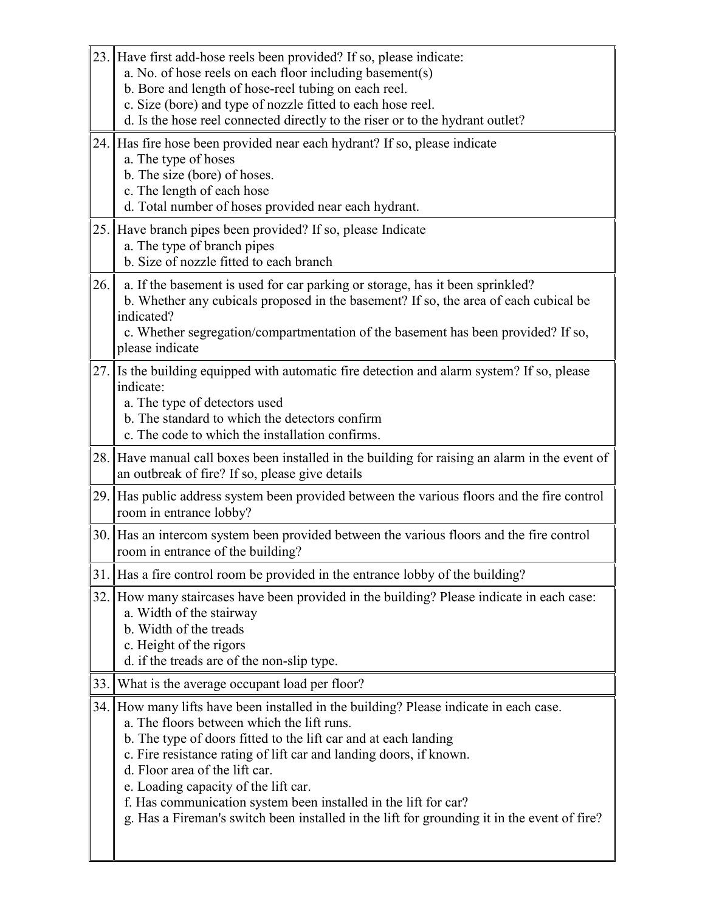| | |
|---|---|
| 23. | Have first add-hose reels been provided? If so, please indicate:<br>a. No. of hose reels on each floor including basement(s)<br>b. Bore and length of hose-reel tubing on each reel.<br>c. Size (bore) and type of nozzle fitted to each hose reel.<br>d. Is the hose reel connected directly to the riser or to the hydrant outlet? |
| 24. | Has fire hose been provided near each hydrant? If so, please indicate<br>a. The type of hoses<br>b. The size (bore) of hoses.<br>c. The length of each hose<br>d. Total number of hoses provided near each hydrant. |
| 25. | Have branch pipes been provided? If so, please Indicate<br>a. The type of branch pipes<br>b. Size of nozzle fitted to each branch |
| 26. | a. If the basement is used for car parking or storage, has it been sprinkled?<br>b. Whether any cubicals proposed in the basement? If so, the area of each cubical be indicated?<br>c. Whether segregation/compartmentation of the basement has been provided? If so, please indicate |
| 27. | Is the building equipped with automatic fire detection and alarm system? If so, please indicate:<br>a. The type of detectors used<br>b. The standard to which the detectors confirm<br>c. The code to which the installation confirms. |
| 28. | Have manual call boxes been installed in the building for raising an alarm in the event of an outbreak of fire? If so, please give details |
| 29. | Has public address system been provided between the various floors and the fire control room in entrance lobby? |
| 30. | Has an intercom system been provided between the various floors and the fire control room in entrance of the building? |
| 31. | Has a fire control room be provided in the entrance lobby of the building? |
| 32. | How many staircases have been provided in the building? Please indicate in each case:<br>a. Width of the stairway<br>b. Width of the treads<br>c. Height of the rigors<br>d. if the treads are of the non-slip type. |
| 33. | What is the average occupant load per floor? |
| 34. | How many lifts have been installed in the building? Please indicate in each case.<br>a. The floors between which the lift runs.<br>b. The type of doors fitted to the lift car and at each landing<br>c. Fire resistance rating of lift car and landing doors, if known.<br>d. Floor area of the lift car.<br>e. Loading capacity of the lift car.<br>f. Has communication system been installed in the lift for car?<br>g. Has a Fireman's switch been installed in the lift for grounding it in the event of fire? |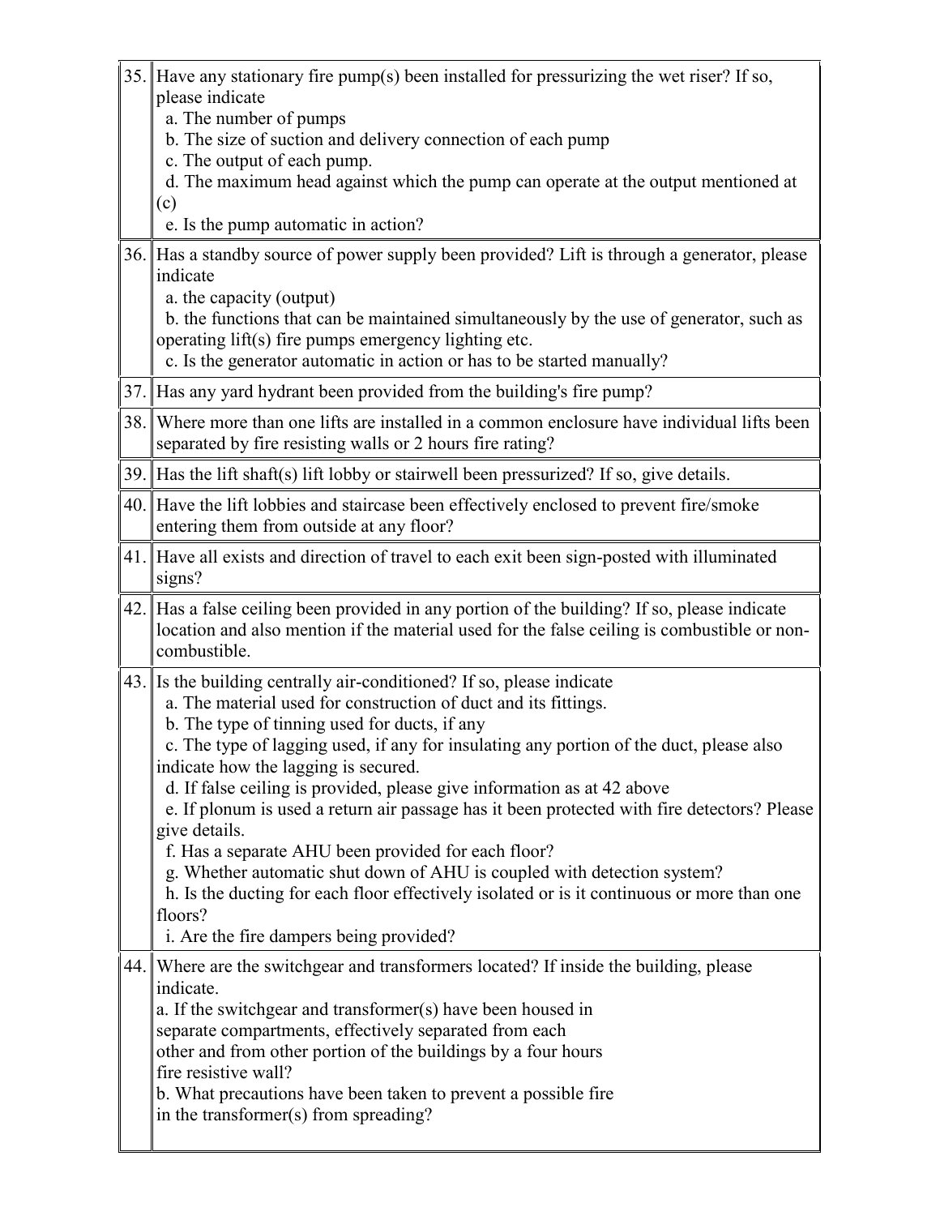| | |
|---|---|
| 35. | Have any stationary fire pump(s) been installed for pressurizing the wet riser? If so, please indicate<br>a. The number of pumps<br>b. The size of suction and delivery connection of each pump<br>c. The output of each pump.<br>d. The maximum head against which the pump can operate at the output mentioned at (c)<br>e. Is the pump automatic in action? |
| 36. | Has a standby source of power supply been provided? Lift is through a generator, please indicate<br>a. the capacity (output)<br>b. the functions that can be maintained simultaneously by the use of generator, such as operating lift(s) fire pumps emergency lighting etc.<br>c. Is the generator automatic in action or has to be started manually? |
| 37. | Has any yard hydrant been provided from the building's fire pump? |
| 38. | Where more than one lifts are installed in a common enclosure have individual lifts been separated by fire resisting walls or 2 hours fire rating? |
| 39. | Has the lift shaft(s) lift lobby or stairwell been pressurized? If so, give details. |
| 40. | Have the lift lobbies and staircase been effectively enclosed to prevent fire/smoke entering them from outside at any floor? |
| 41. | Have all exists and direction of travel to each exit been sign-posted with illuminated signs? |
| 42. | Has a false ceiling been provided in any portion of the building? If so, please indicate location and also mention if the material used for the false ceiling is combustible or non-combustible. |
| 43. | Is the building centrally air-conditioned? If so, please indicate<br>a. The material used for construction of duct and its fittings.<br>b. The type of tinning used for ducts, if any<br>c. The type of lagging used, if any for insulating any portion of the duct, please also indicate how the lagging is secured.<br>d. If false ceiling is provided, please give information as at 42 above<br>e. If plonum is used a return air passage has it been protected with fire detectors? Please give details.<br>f. Has a separate AHU been provided for each floor?<br>g. Whether automatic shut down of AHU is coupled with detection system?<br>h. Is the ducting for each floor effectively isolated or is it continuous or more than one floors?<br>i. Are the fire dampers being provided? |
| 44. | Where are the switchgear and transformers located? If inside the building, please indicate.<br>a. If the switchgear and transformer(s) have been housed in separate compartments, effectively separated from each other and from other portion of the buildings by a four hours fire resistive wall?<br>b. What precautions have been taken to prevent a possible fire in the transformer(s) from spreading? |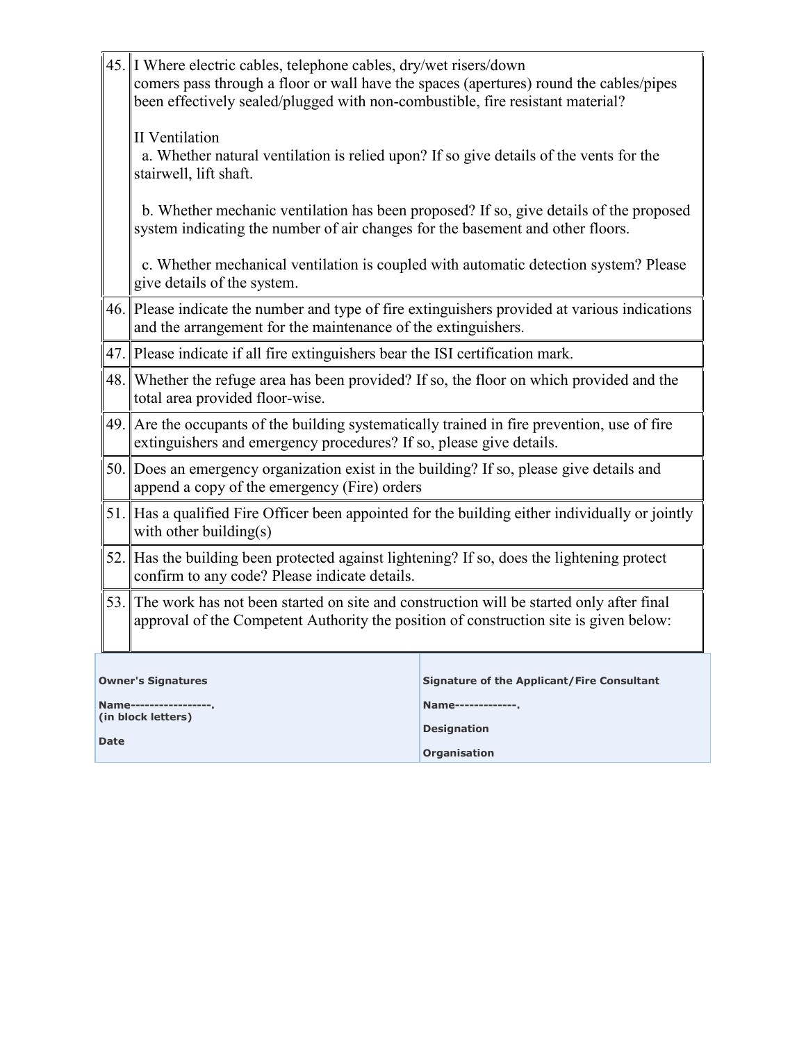| | |
|---|---|
| 45. | I Where electric cables, telephone cables, dry/wet risers/down comers pass through a floor or wall have the spaces (apertures) round the cables/pipes been effectively sealed/plugged with non-combustible, fire resistant material?<br><br>II Ventilation<br>a. Whether natural ventilation is relied upon? If so give details of the vents for the stairwell, lift shaft.<br><br>b. Whether mechanic ventilation has been proposed? If so, give details of the proposed system indicating the number of air changes for the basement and other floors.<br><br>c. Whether mechanical ventilation is coupled with automatic detection system? Please give details of the system. |
| 46. | Please indicate the number and type of fire extinguishers provided at various indications and the arrangement for the maintenance of the extinguishers. |
| 47. | Please indicate if all fire extinguishers bear the ISI certification mark. |
| 48. | Whether the refuge area has been provided? If so, the floor on which provided and the total area provided floor-wise. |
| 49. | Are the occupants of the building systematically trained in fire prevention, use of fire extinguishers and emergency procedures? If so, please give details. |
| 50. | Does an emergency organization exist in the building? If so, please give details and append a copy of the emergency (Fire) orders |
| 51. | Has a qualified Fire Officer been appointed for the building either individually or jointly with other building(s) |
| 52. | Has the building been protected against lightening? If so, does the lightening protect confirm to any code? Please indicate details. |
| 53. | The work has not been started on site and construction will be started only after final approval of the Competent Authority the position of construction site is given below: |

| | |
|---|---|
| **Owner's Signatures**<br><br>**Name-----------------.**<br>**(in block letters)**<br><br>**Date** | **Signature of the Applicant/Fire Consultant**<br><br>**Name-------------.**<br><br>**Designation**<br><br>**Organisation** |